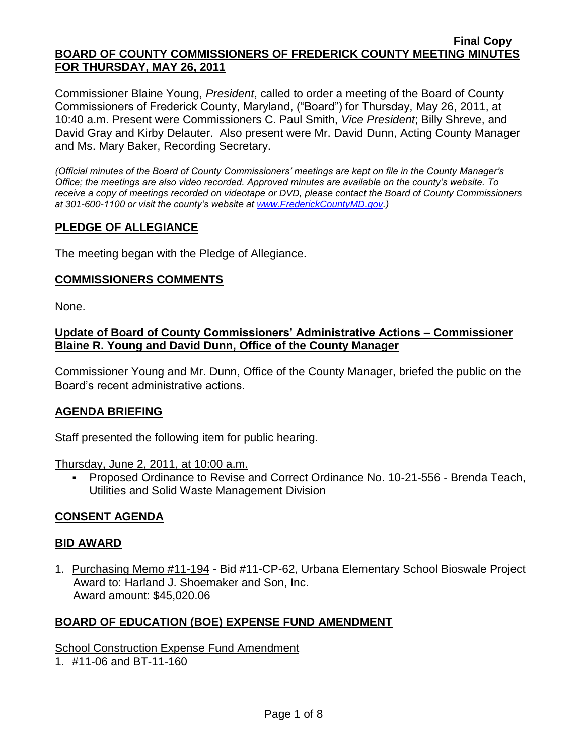**Final Copy**

**BOARD OF COUNTY COMMISSIONERS OF FREDERICK COUNTY MEETING MINUTES FOR THURSDAY, MAY 26, 2011**

Commissioner Blaine Young, *President*, called to order a meeting of the Board of County Commissioners of Frederick County, Maryland, ("Board") for Thursday, May 26, 2011, at 10:40 a.m. Present were Commissioners C. Paul Smith, *Vice President*; Billy Shreve, and David Gray and Kirby Delauter. Also present were Mr. David Dunn, Acting County Manager and Ms. Mary Baker, Recording Secretary.

*(Official minutes of the Board of County Commissioners' meetings are kept on file in the County Manager's Office; the meetings are also video recorded. Approved minutes are available on the county's website. To receive a copy of meetings recorded on videotape or DVD, please contact the Board of County Commissioners at 301-600-1100 or visit the county's website at www.FrederickCountyMD.gov.)*

## PLEDGE OF ALLEGIANCE

The meeting began with the Pledge of Allegiance.

## COMMISSIONERS COMMENTS

None.

## Update of Board of County Commissioners' Administrative Actions – Commissioner Blaine R. Young and David Dunn, Office of the County Manager

Commissioner Young and Mr. Dunn, Office of the County Manager, briefed the public on the Board's recent administrative actions.

## AGENDA BRIEFING

Staff presented the following item for public hearing.

Thursday, June 2, 2011, at 10:00 a.m.

- Proposed Ordinance to Revise and Correct Ordinance No. 10-21-556 - Brenda Teach, Utilities and Solid Waste Management Division

## CONSENT AGENDA

## BID AWARD

1. Purchasing Memo #11-194 - Bid #11-CP-62, Urbana Elementary School Bioswale Project
   Award to: Harland J. Shoemaker and Son, Inc.
   Award amount: $45,020.06

## BOARD OF EDUCATION (BOE) EXPENSE FUND AMENDMENT

School Construction Expense Fund Amendment

1. #11-06 and BT-11-160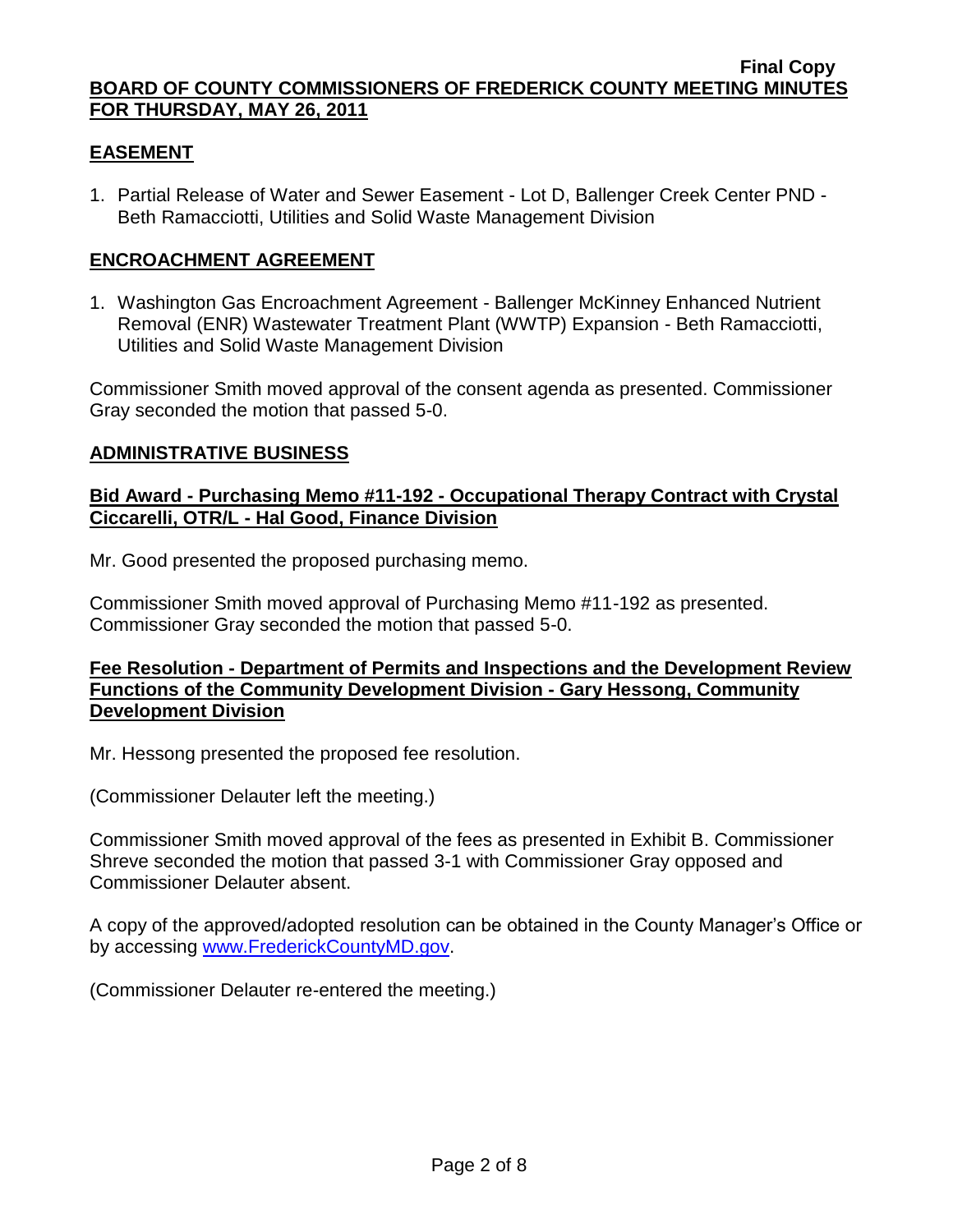## EASEMENT

1. Partial Release of Water and Sewer Easement - Lot D, Ballenger Creek Center PND - Beth Ramacciotti, Utilities and Solid Waste Management Division

## ENCROACHMENT AGREEMENT

1. Washington Gas Encroachment Agreement - Ballenger McKinney Enhanced Nutrient Removal (ENR) Wastewater Treatment Plant (WWTP) Expansion - Beth Ramacciotti, Utilities and Solid Waste Management Division

Commissioner Smith moved approval of the consent agenda as presented. Commissioner Gray seconded the motion that passed 5-0.

## ADMINISTRATIVE BUSINESS

### Bid Award - Purchasing Memo #11-192 - Occupational Therapy Contract with Crystal Ciccarelli, OTR/L - Hal Good, Finance Division

Mr. Good presented the proposed purchasing memo.

Commissioner Smith moved approval of Purchasing Memo #11-192 as presented. Commissioner Gray seconded the motion that passed 5-0.

### Fee Resolution - Department of Permits and Inspections and the Development Review Functions of the Community Development Division - Gary Hessong, Community Development Division

Mr. Hessong presented the proposed fee resolution.

(Commissioner Delauter left the meeting.)

Commissioner Smith moved approval of the fees as presented in Exhibit B. Commissioner Shreve seconded the motion that passed 3-1 with Commissioner Gray opposed and Commissioner Delauter absent.

A copy of the approved/adopted resolution can be obtained in the County Manager's Office or by accessing www.FrederickCountyMD.gov.

(Commissioner Delauter re-entered the meeting.)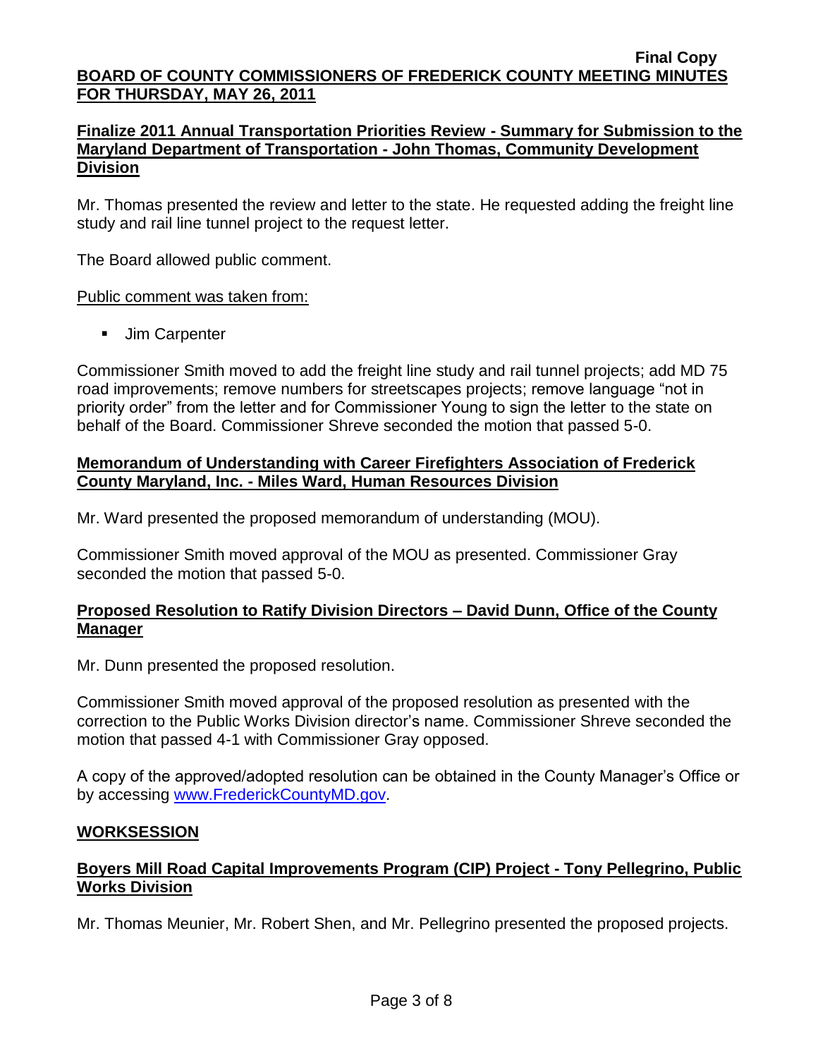**Finalize 2011 Annual Transportation Priorities Review - Summary for Submission to the Maryland Department of Transportation - John Thomas, Community Development Division**

Mr. Thomas presented the review and letter to the state. He requested adding the freight line study and rail line tunnel project to the request letter.

The Board allowed public comment.

Public comment was taken from:

- Jim Carpenter

Commissioner Smith moved to add the freight line study and rail tunnel projects; add MD 75 road improvements; remove numbers for streetscapes projects; remove language "not in priority order" from the letter and for Commissioner Young to sign the letter to the state on behalf of the Board. Commissioner Shreve seconded the motion that passed 5-0.

**Memorandum of Understanding with Career Firefighters Association of Frederick County Maryland, Inc. - Miles Ward, Human Resources Division**

Mr. Ward presented the proposed memorandum of understanding (MOU).

Commissioner Smith moved approval of the MOU as presented. Commissioner Gray seconded the motion that passed 5-0.

**Proposed Resolution to Ratify Division Directors – David Dunn, Office of the County Manager**

Mr. Dunn presented the proposed resolution.

Commissioner Smith moved approval of the proposed resolution as presented with the correction to the Public Works Division director's name. Commissioner Shreve seconded the motion that passed 4-1 with Commissioner Gray opposed.

A copy of the approved/adopted resolution can be obtained in the County Manager's Office or by accessing www.FrederickCountyMD.gov.

**WORKSESSION**

**Boyers Mill Road Capital Improvements Program (CIP) Project - Tony Pellegrino, Public Works Division**

Mr. Thomas Meunier, Mr. Robert Shen, and Mr. Pellegrino presented the proposed projects.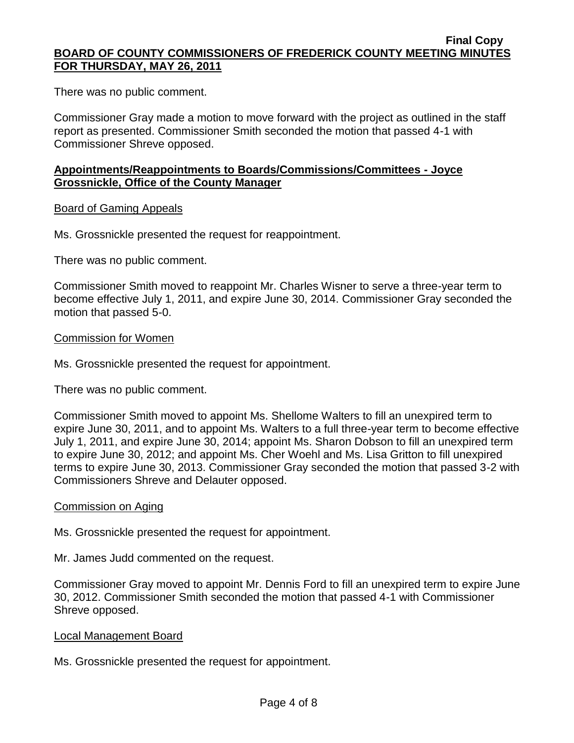There was no public comment.

Commissioner Gray made a motion to move forward with the project as outlined in the staff report as presented. Commissioner Smith seconded the motion that passed 4-1 with Commissioner Shreve opposed.

**Appointments/Reappointments to Boards/Commissions/Committees - Joyce Grossnickle, Office of the County Manager**

Board of Gaming Appeals

Ms. Grossnickle presented the request for reappointment.

There was no public comment.

Commissioner Smith moved to reappoint Mr. Charles Wisner to serve a three-year term to become effective July 1, 2011, and expire June 30, 2014. Commissioner Gray seconded the motion that passed 5-0.

Commission for Women

Ms. Grossnickle presented the request for appointment.

There was no public comment.

Commissioner Smith moved to appoint Ms. Shellome Walters to fill an unexpired term to expire June 30, 2011, and to appoint Ms. Walters to a full three-year term to become effective July 1, 2011, and expire June 30, 2014; appoint Ms. Sharon Dobson to fill an unexpired term to expire June 30, 2012; and appoint Ms. Cher Woehl and Ms. Lisa Gritton to fill unexpired terms to expire June 30, 2013. Commissioner Gray seconded the motion that passed 3-2 with Commissioners Shreve and Delauter opposed.

Commission on Aging

Ms. Grossnickle presented the request for appointment.

Mr. James Judd commented on the request.

Commissioner Gray moved to appoint Mr. Dennis Ford to fill an unexpired term to expire June 30, 2012. Commissioner Smith seconded the motion that passed 4-1 with Commissioner Shreve opposed.

Local Management Board

Ms. Grossnickle presented the request for appointment.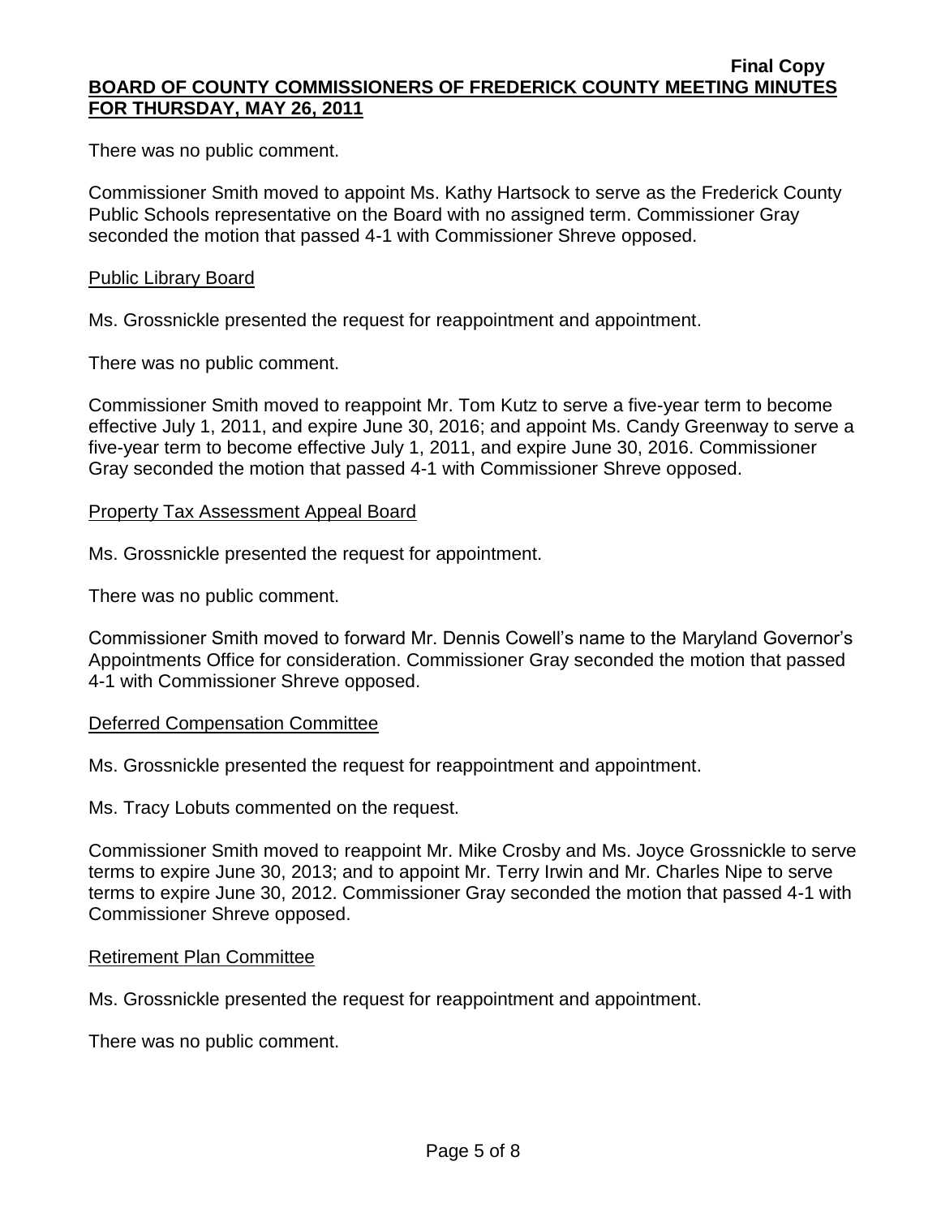There was no public comment.

Commissioner Smith moved to appoint Ms. Kathy Hartsock to serve as the Frederick County Public Schools representative on the Board with no assigned term. Commissioner Gray seconded the motion that passed 4-1 with Commissioner Shreve opposed.

Public Library Board

Ms. Grossnickle presented the request for reappointment and appointment.

There was no public comment.

Commissioner Smith moved to reappoint Mr. Tom Kutz to serve a five-year term to become effective July 1, 2011, and expire June 30, 2016; and appoint Ms. Candy Greenway to serve a five-year term to become effective July 1, 2011, and expire June 30, 2016. Commissioner Gray seconded the motion that passed 4-1 with Commissioner Shreve opposed.

Property Tax Assessment Appeal Board

Ms. Grossnickle presented the request for appointment.

There was no public comment.

Commissioner Smith moved to forward Mr. Dennis Cowell's name to the Maryland Governor's Appointments Office for consideration. Commissioner Gray seconded the motion that passed 4-1 with Commissioner Shreve opposed.

Deferred Compensation Committee

Ms. Grossnickle presented the request for reappointment and appointment.

Ms. Tracy Lobuts commented on the request.

Commissioner Smith moved to reappoint Mr. Mike Crosby and Ms. Joyce Grossnickle to serve terms to expire June 30, 2013; and to appoint Mr. Terry Irwin and Mr. Charles Nipe to serve terms to expire June 30, 2012. Commissioner Gray seconded the motion that passed 4-1 with Commissioner Shreve opposed.

Retirement Plan Committee

Ms. Grossnickle presented the request for reappointment and appointment.

There was no public comment.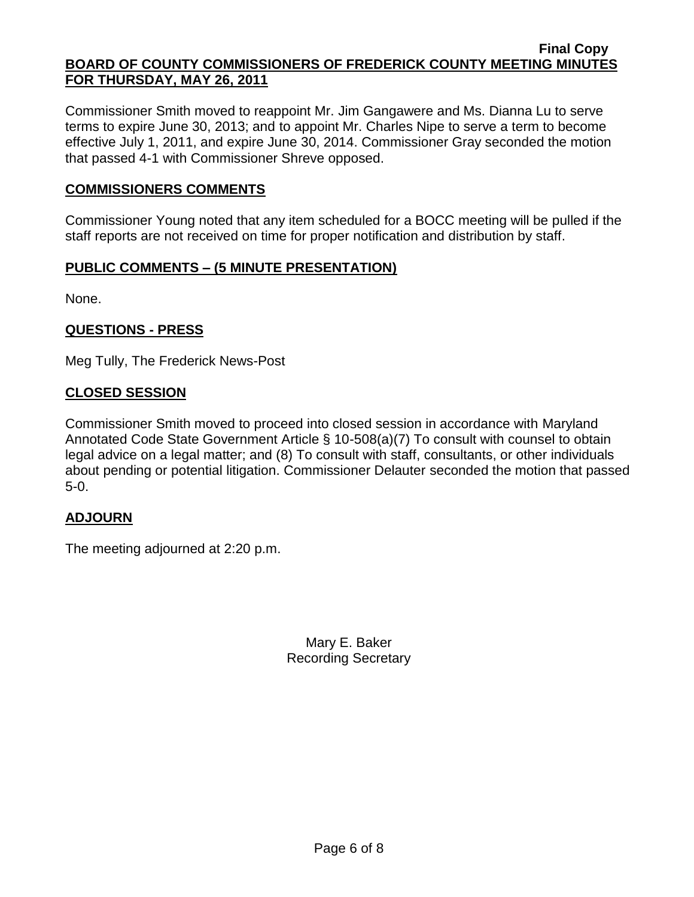Commissioner Smith moved to reappoint Mr. Jim Gangawere and Ms. Dianna Lu to serve terms to expire June 30, 2013; and to appoint Mr. Charles Nipe to serve a term to become effective July 1, 2011, and expire June 30, 2014. Commissioner Gray seconded the motion that passed 4-1 with Commissioner Shreve opposed.

## COMMISSIONERS COMMENTS

Commissioner Young noted that any item scheduled for a BOCC meeting will be pulled if the staff reports are not received on time for proper notification and distribution by staff.

## PUBLIC COMMENTS – (5 MINUTE PRESENTATION)

None.

## QUESTIONS - PRESS

Meg Tully, The Frederick News-Post

## CLOSED SESSION

Commissioner Smith moved to proceed into closed session in accordance with Maryland Annotated Code State Government Article § 10-508(a)(7) To consult with counsel to obtain legal advice on a legal matter; and (8) To consult with staff, consultants, or other individuals about pending or potential litigation. Commissioner Delauter seconded the motion that passed 5-0.

## ADJOURN

The meeting adjourned at 2:20 p.m.

Mary E. Baker
Recording Secretary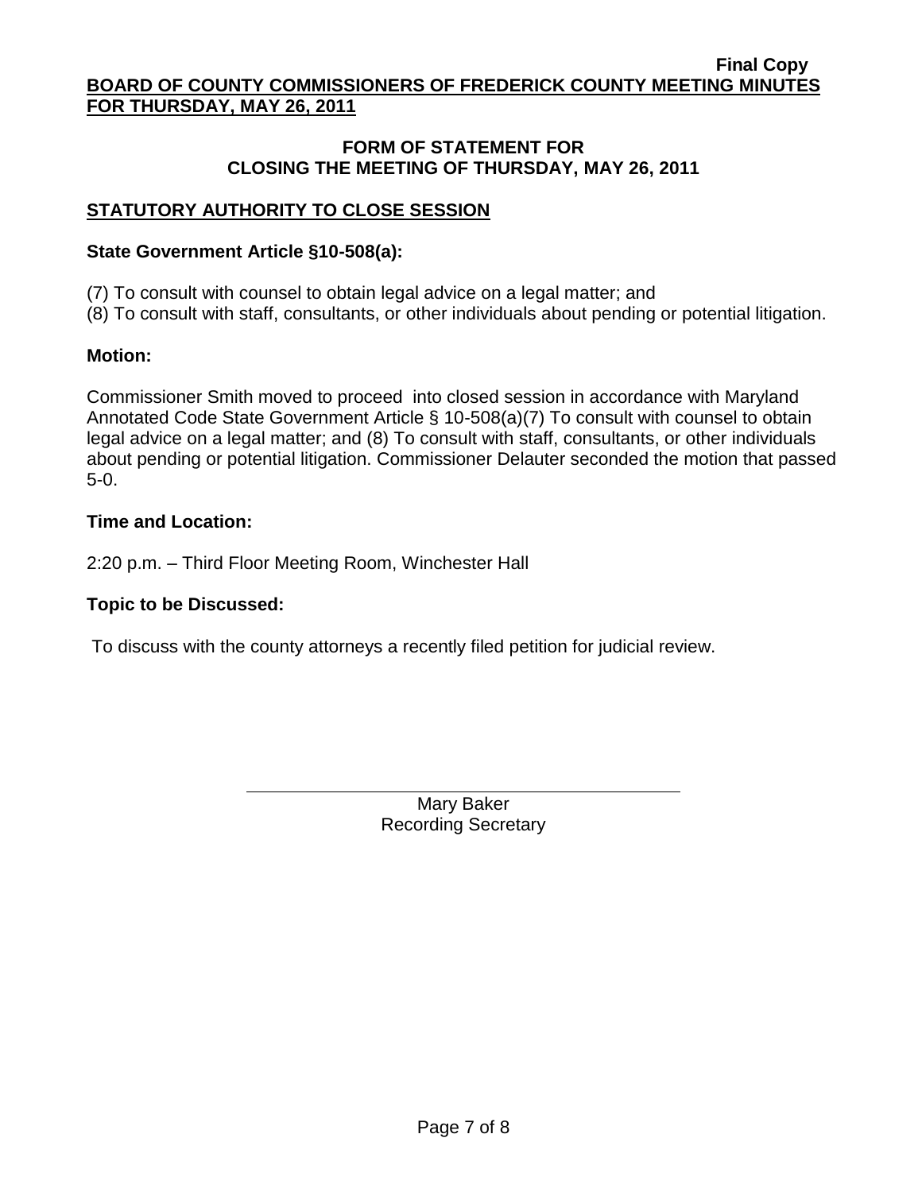**Final Copy**

**BOARD OF COUNTY COMMISSIONERS OF FREDERICK COUNTY MEETING MINUTES FOR THURSDAY, MAY 26, 2011**

## FORM OF STATEMENT FOR CLOSING THE MEETING OF THURSDAY, MAY 26, 2011

### STATUTORY AUTHORITY TO CLOSE SESSION

**State Government Article §10-508(a):**

(7) To consult with counsel to obtain legal advice on a legal matter; and
(8) To consult with staff, consultants, or other individuals about pending or potential litigation.

**Motion:**

Commissioner Smith moved to proceed into closed session in accordance with Maryland Annotated Code State Government Article § 10-508(a)(7) To consult with counsel to obtain legal advice on a legal matter; and (8) To consult with staff, consultants, or other individuals about pending or potential litigation. Commissioner Delauter seconded the motion that passed 5-0.

**Time and Location:**

2:20 p.m. – Third Floor Meeting Room, Winchester Hall

**Topic to be Discussed:**

To discuss with the county attorneys a recently filed petition for judicial review.

Mary Baker
Recording Secretary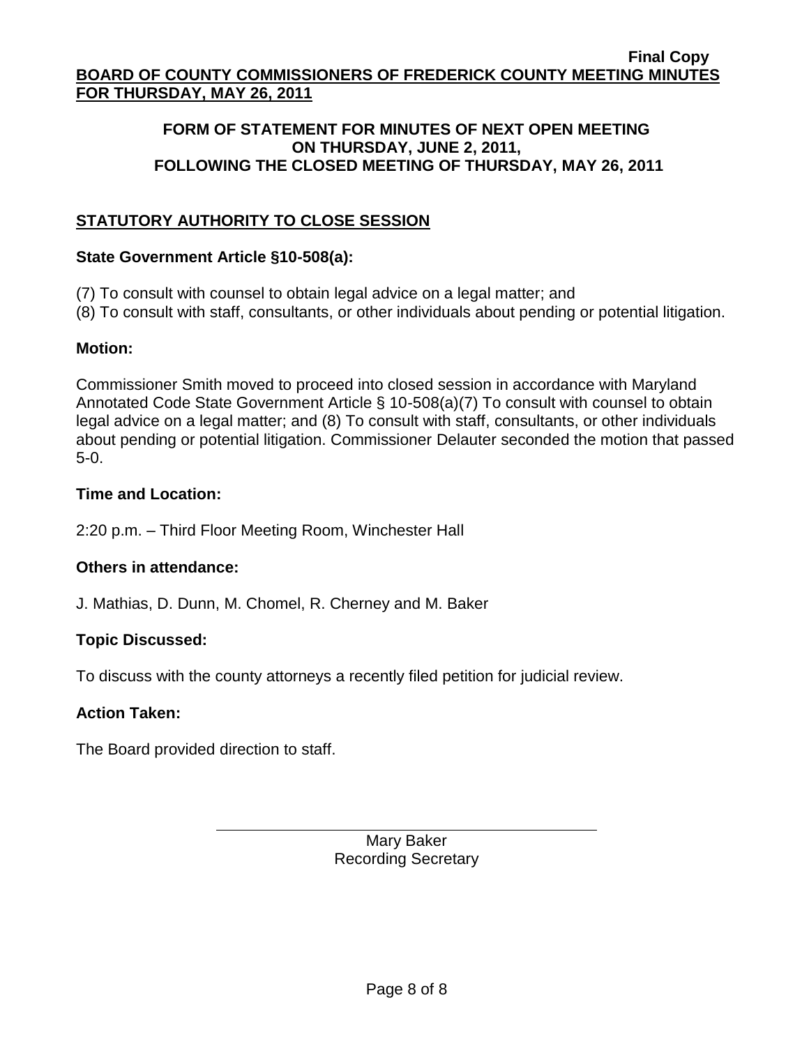## FORM OF STATEMENT FOR MINUTES OF NEXT OPEN MEETING ON THURSDAY, JUNE 2, 2011, FOLLOWING THE CLOSED MEETING OF THURSDAY, MAY 26, 2011

## STATUTORY AUTHORITY TO CLOSE SESSION

### State Government Article §10-508(a):

(7) To consult with counsel to obtain legal advice on a legal matter; and
(8) To consult with staff, consultants, or other individuals about pending or potential litigation.

### Motion:

Commissioner Smith moved to proceed into closed session in accordance with Maryland Annotated Code State Government Article § 10-508(a)(7) To consult with counsel to obtain legal advice on a legal matter; and (8) To consult with staff, consultants, or other individuals about pending or potential litigation. Commissioner Delauter seconded the motion that passed 5-0.

### Time and Location:

2:20 p.m. – Third Floor Meeting Room, Winchester Hall

### Others in attendance:

J. Mathias, D. Dunn, M. Chomel, R. Cherney and M. Baker

### Topic Discussed:

To discuss with the county attorneys a recently filed petition for judicial review.

### Action Taken:

The Board provided direction to staff.

Mary Baker
Recording Secretary